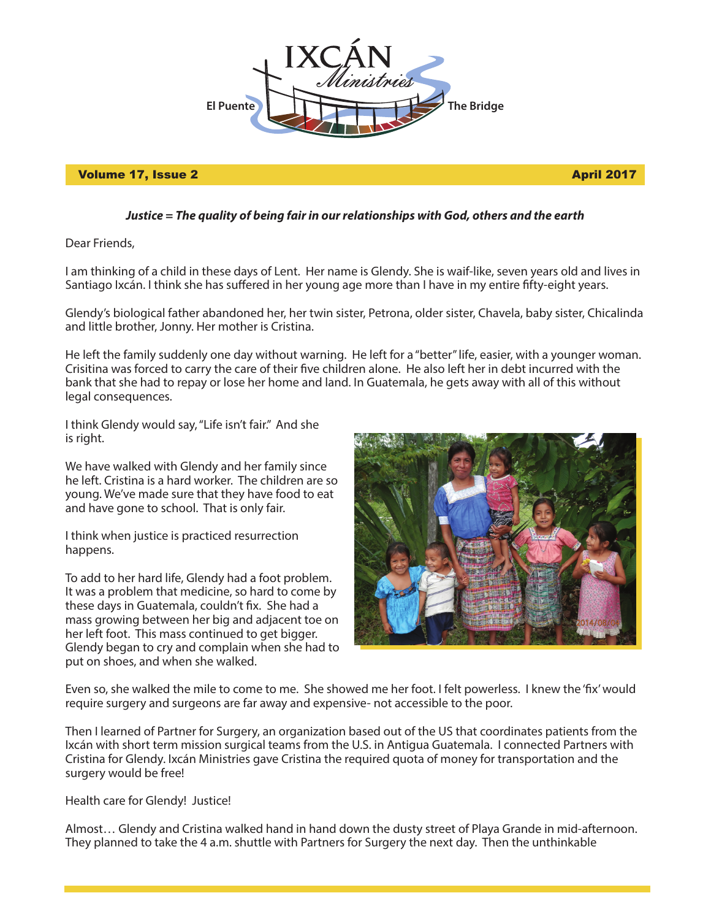# IXCÁN Ministries

El Puente — The Bridge

**Volume 17, Issue 2** **April 2017**

***Justice = The quality of being fair in our relationships with God, others and the earth***

Dear Friends,

I am thinking of a child in these days of Lent. Her name is Glendy. She is waif-like, seven years old and lives in Santiago Ixcán. I think she has suffered in her young age more than I have in my entire fifty-eight years.

Glendy's biological father abandoned her, her twin sister, Petrona, older sister, Chavela, baby sister, Chicalinda and little brother, Jonny. Her mother is Cristina.

He left the family suddenly one day without warning. He left for a "better" life, easier, with a younger woman. Crisitina was forced to carry the care of their five children alone. He also left her in debt incurred with the bank that she had to repay or lose her home and land. In Guatemala, he gets away with all of this without legal consequences.

I think Glendy would say, "Life isn't fair." And she is right.

We have walked with Glendy and her family since he left. Cristina is a hard worker. The children are so young. We've made sure that they have food to eat and have gone to school. That is only fair.

I think when justice is practiced resurrection happens.

To add to her hard life, Glendy had a foot problem. It was a problem that medicine, so hard to come by these days in Guatemala, couldn't fix. She had a mass growing between her big and adjacent toe on her left foot. This mass continued to get bigger. Glendy began to cry and complain when she had to put on shoes, and when she walked.

Even so, she walked the mile to come to me. She showed me her foot. I felt powerless. I knew the 'fix' would require surgery and surgeons are far away and expensive- not accessible to the poor.

Then I learned of Partner for Surgery, an organization based out of the US that coordinates patients from the Ixcán with short term mission surgical teams from the U.S. in Antigua Guatemala. I connected Partners with Cristina for Glendy. Ixcán Ministries gave Cristina the required quota of money for transportation and the surgery would be free!

Health care for Glendy! Justice!

Almost… Glendy and Cristina walked hand in hand down the dusty street of Playa Grande in mid-afternoon. They planned to take the 4 a.m. shuttle with Partners for Surgery the next day. Then the unthinkable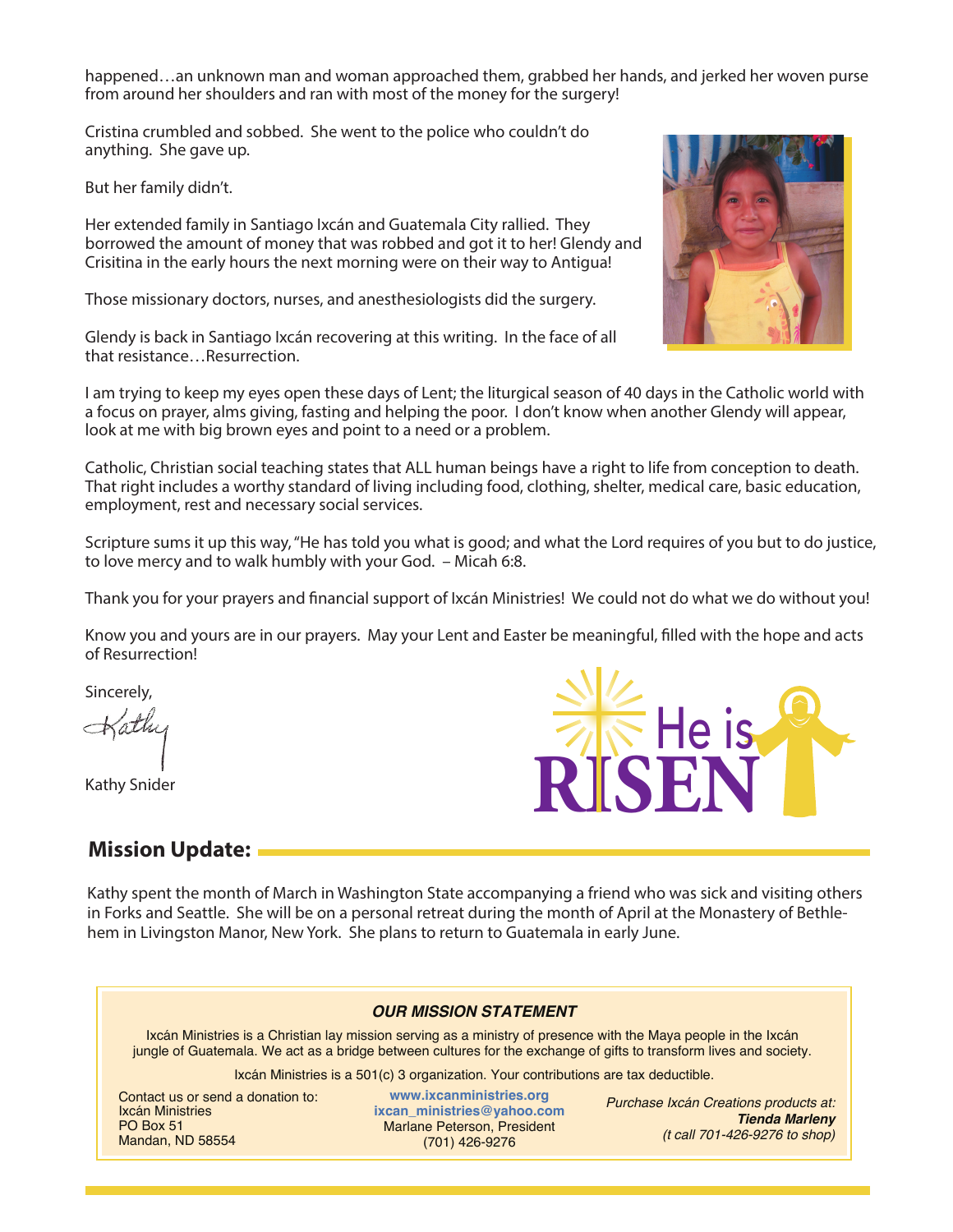happened…an unknown man and woman approached them, grabbed her hands, and jerked her woven purse from around her shoulders and ran with most of the money for the surgery!

Cristina crumbled and sobbed. She went to the police who couldn't do anything. She gave up.

But her family didn't.

Her extended family in Santiago Ixcán and Guatemala City rallied. They borrowed the amount of money that was robbed and got it to her! Glendy and Crisitina in the early hours the next morning were on their way to Antigua!

Those missionary doctors, nurses, and anesthesiologists did the surgery.

Glendy is back in Santiago Ixcán recovering at this writing. In the face of all that resistance…Resurrection.

I am trying to keep my eyes open these days of Lent; the liturgical season of 40 days in the Catholic world with a focus on prayer, alms giving, fasting and helping the poor. I don't know when another Glendy will appear, look at me with big brown eyes and point to a need or a problem.

Catholic, Christian social teaching states that ALL human beings have a right to life from conception to death. That right includes a worthy standard of living including food, clothing, shelter, medical care, basic education, employment, rest and necessary social services.

Scripture sums it up this way, "He has told you what is good; and what the Lord requires of you but to do justice, to love mercy and to walk humbly with your God. – Micah 6:8.

Thank you for your prayers and financial support of Ixcán Ministries! We could not do what we do without you!

Know you and yours are in our prayers. May your Lent and Easter be meaningful, filled with the hope and acts of Resurrection!

Sincerely,

Kathy

Kathy Snider

He is RISEN

## Mission Update:

Kathy spent the month of March in Washington State accompanying a friend who was sick and visiting others in Forks and Seattle. She will be on a personal retreat during the month of April at the Monastery of Bethlehem in Livingston Manor, New York. She plans to return to Guatemala in early June.

***OUR MISSION STATEMENT***

Ixcán Ministries is a Christian lay mission serving as a ministry of presence with the Maya people in the Ixcán jungle of Guatemala. We act as a bridge between cultures for the exchange of gifts to transform lives and society.

Ixcán Ministries is a 501(c) 3 organization. Your contributions are tax deductible.

Contact us or send a donation to:
Ixcán Ministries
PO Box 51
Mandan, ND 58554

**www.ixcanministries.org**
**ixcan_ministries@yahoo.com**
Marlane Peterson, President
(701) 426-9276

*Purchase Ixcán Creations products at:*
***Tienda Marleny***
*(t call 701-426-9276 to shop)*